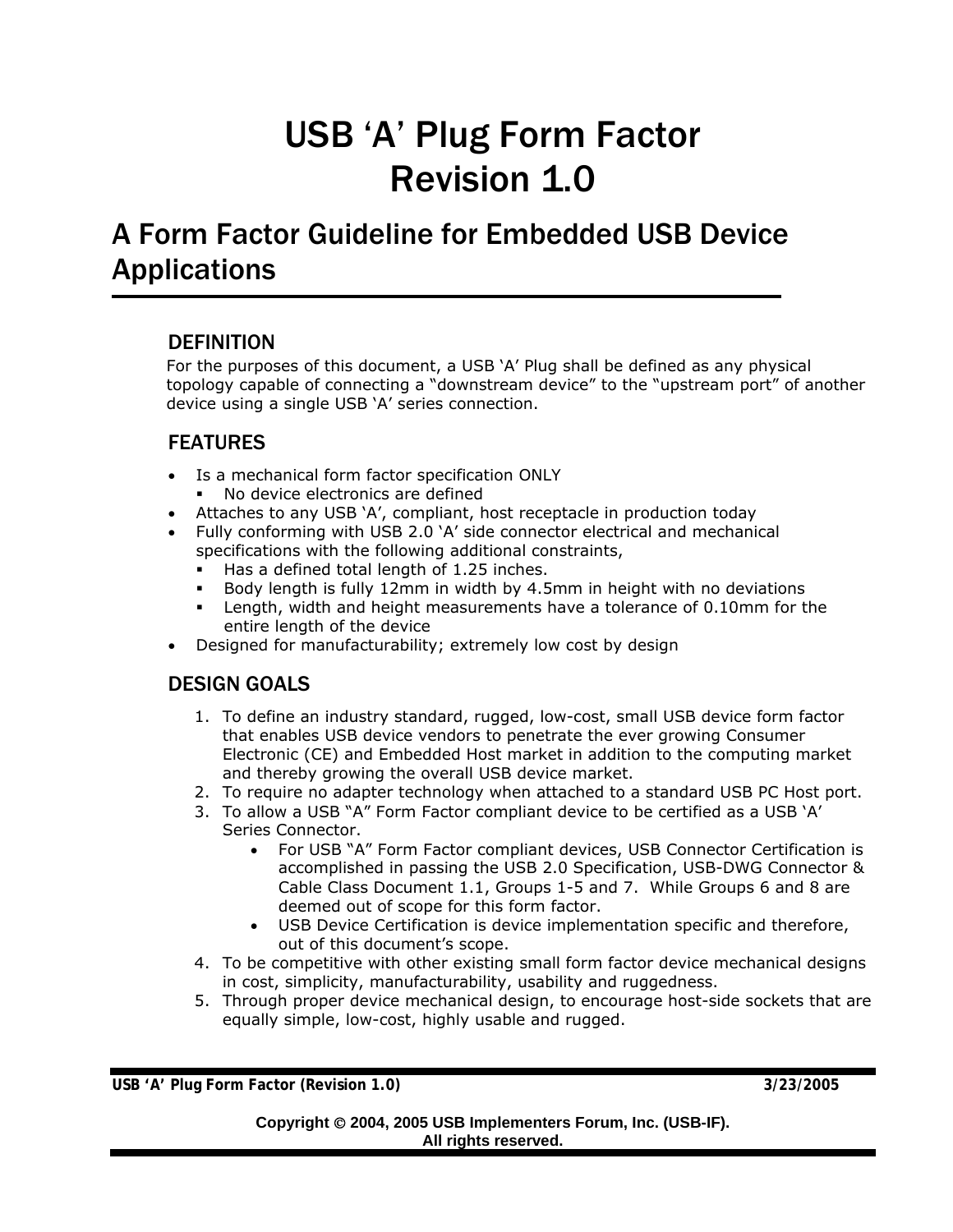# USB 'A' Plug Form Factor
# Revision 1.0

## A Form Factor Guideline for Embedded USB Device Applications

### DEFINITION

For the purposes of this document, a USB 'A' Plug shall be defined as any physical topology capable of connecting a "downstream device" to the "upstream port" of another device using a single USB 'A' series connection.

### FEATURES

- Is a mechanical form factor specification ONLY
  - No device electronics are defined
- Attaches to any USB 'A', compliant, host receptacle in production today
- Fully conforming with USB 2.0 'A' side connector electrical and mechanical specifications with the following additional constraints,
  - Has a defined total length of 1.25 inches.
  - Body length is fully 12mm in width by 4.5mm in height with no deviations
  - Length, width and height measurements have a tolerance of 0.10mm for the entire length of the device
- Designed for manufacturability; extremely low cost by design

### DESIGN GOALS

1. To define an industry standard, rugged, low-cost, small USB device form factor that enables USB device vendors to penetrate the ever growing Consumer Electronic (CE) and Embedded Host market in addition to the computing market and thereby growing the overall USB device market.
2. To require no adapter technology when attached to a standard USB PC Host port.
3. To allow a USB "A" Form Factor compliant device to be certified as a USB 'A' Series Connector.
   - For USB "A" Form Factor compliant devices, USB Connector Certification is accomplished in passing the USB 2.0 Specification, USB-DWG Connector & Cable Class Document 1.1, Groups 1-5 and 7. While Groups 6 and 8 are deemed out of scope for this form factor.
   - USB Device Certification is device implementation specific and therefore, out of this document's scope.
4. To be competitive with other existing small form factor device mechanical designs in cost, simplicity, manufacturability, usability and ruggedness.
5. Through proper device mechanical design, to encourage host-side sockets that are equally simple, low-cost, highly usable and rugged.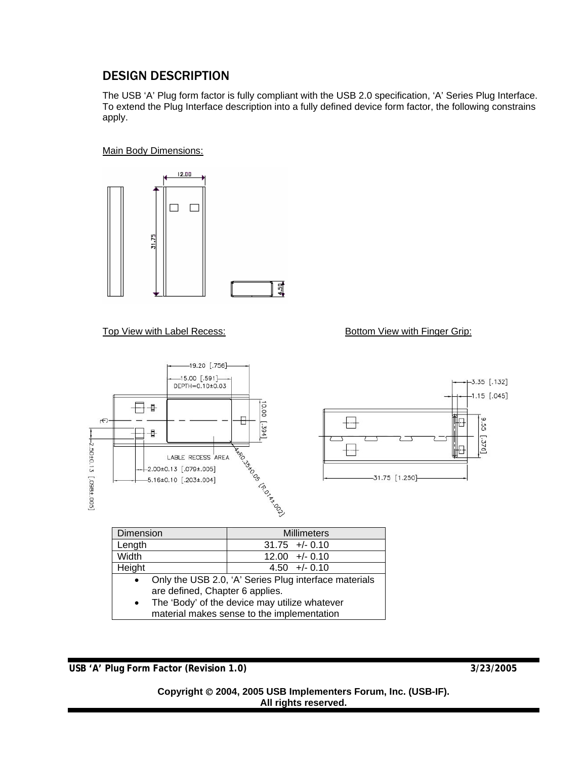## DESIGN DESCRIPTION

The USB ‘A’ Plug form factor is fully compliant with the USB 2.0 specification, ‘A’ Series Plug Interface. To extend the Plug Interface description into a fully defined device form factor, the following constrains apply.

Main Body Dimensions:

Top View with Label Recess:

Bottom View with Finger Grip:

| Dimension | Millimeters |
| --- | --- |
| Length | 31.75 +/- 0.10 |
| Width | 12.00 +/- 0.10 |
| Height | 4.50 +/- 0.10 |
| • Only the USB 2.0, ‘A’ Series Plug interface materials are defined, Chapter 6 applies.<br>• The ‘Body’ of the device may utilize whatever material makes sense to the implementation | |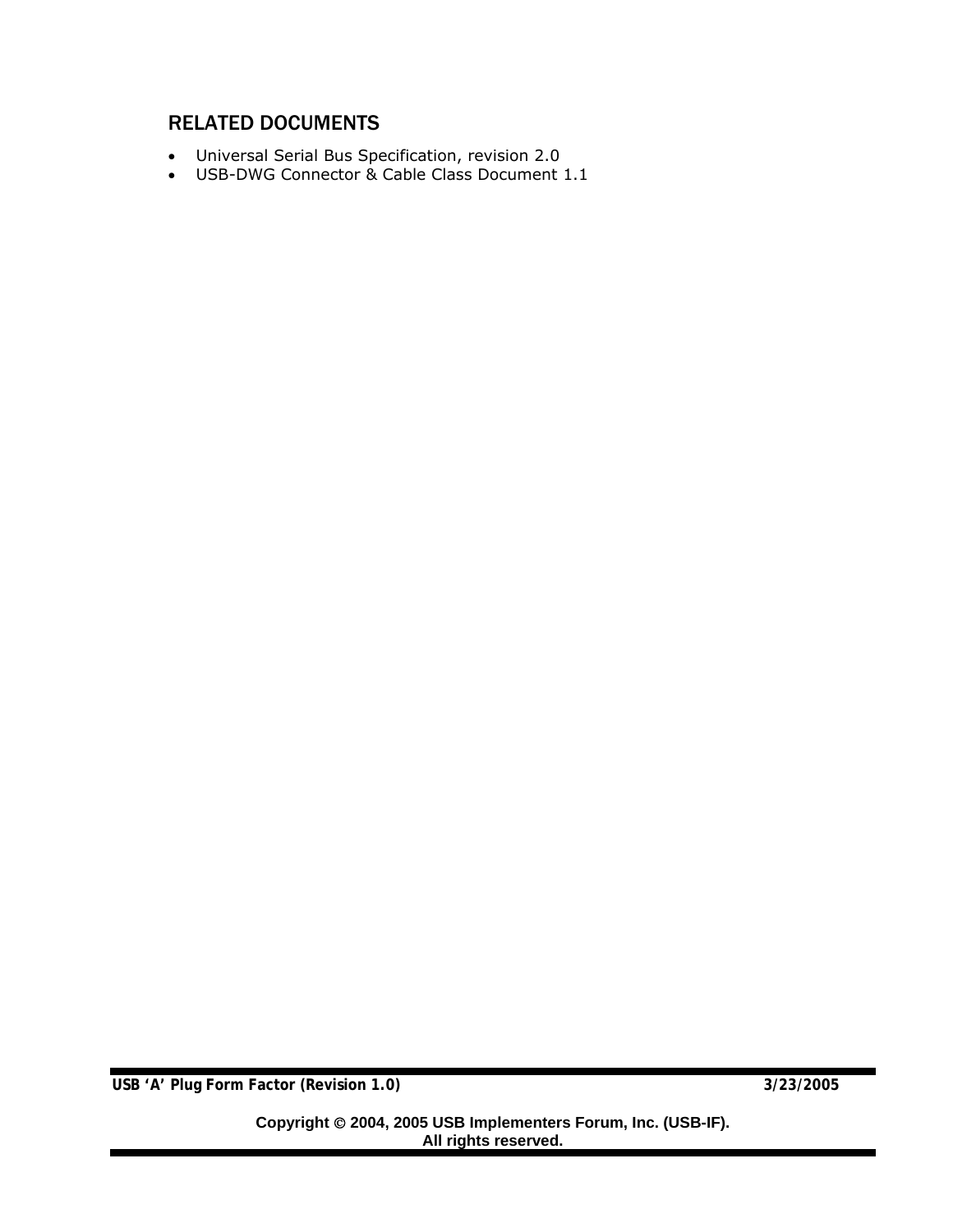## RELATED DOCUMENTS

- Universal Serial Bus Specification, revision 2.0
- USB-DWG Connector & Cable Class Document 1.1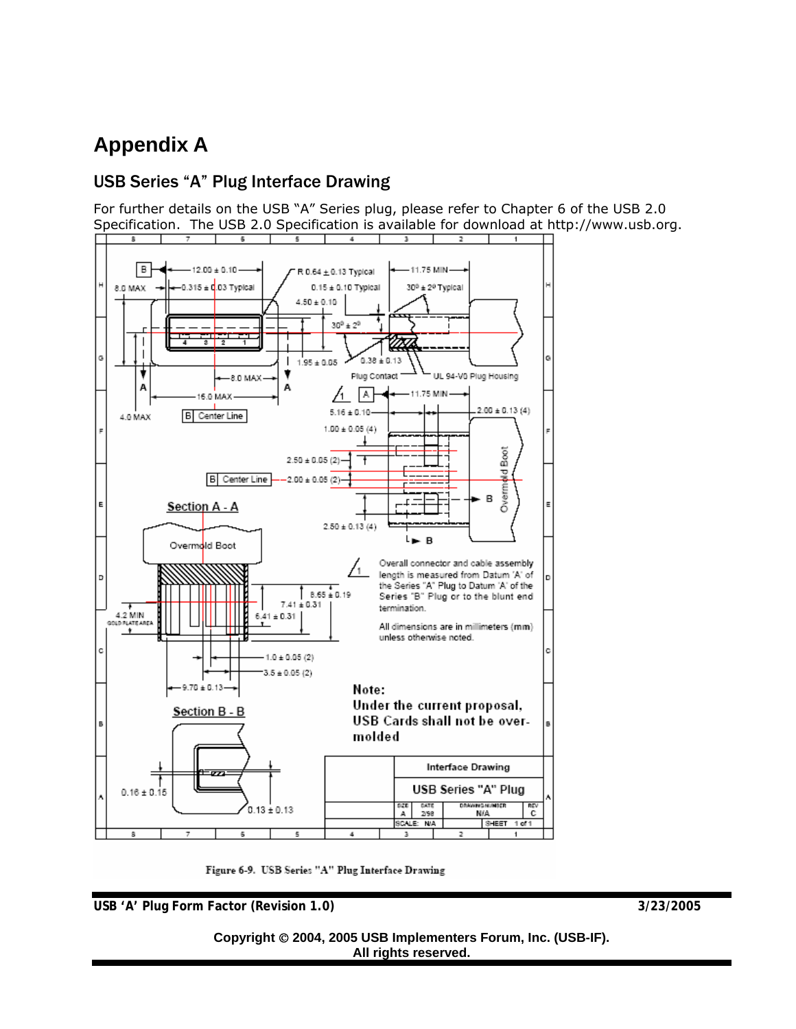# Appendix A

## USB Series "A" Plug Interface Drawing

For further details on the USB "A" Series plug, please refer to Chapter 6 of the USB 2.0 Specification. The USB 2.0 Specification is available for download at http://www.usb.org.

Figure 6-9. USB Series "A" Plug Interface Drawing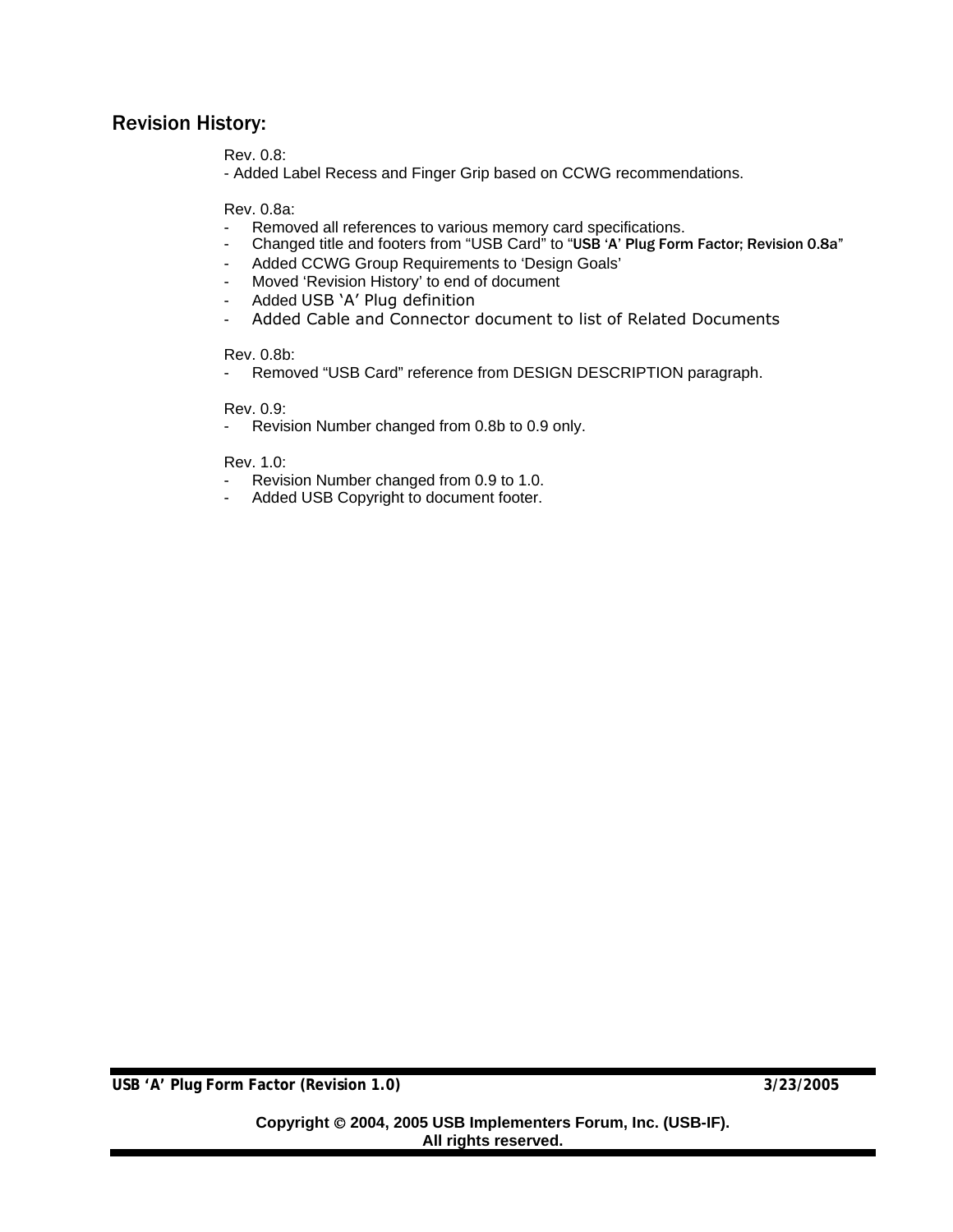## Revision History:

Rev. 0.8:
- Added Label Recess and Finger Grip based on CCWG recommendations.

Rev. 0.8a:
- Removed all references to various memory card specifications.
- Changed title and footers from "USB Card" to "**USB 'A' Plug Form Factor; Revision 0.8a**"
- Added CCWG Group Requirements to 'Design Goals'
- Moved 'Revision History' to end of document
- Added USB 'A' Plug definition
- Added Cable and Connector document to list of Related Documents

Rev. 0.8b:
- Removed "USB Card" reference from DESIGN DESCRIPTION paragraph.

Rev. 0.9:
- Revision Number changed from 0.8b to 0.9 only.

Rev. 1.0:
- Revision Number changed from 0.9 to 1.0.
- Added USB Copyright to document footer.